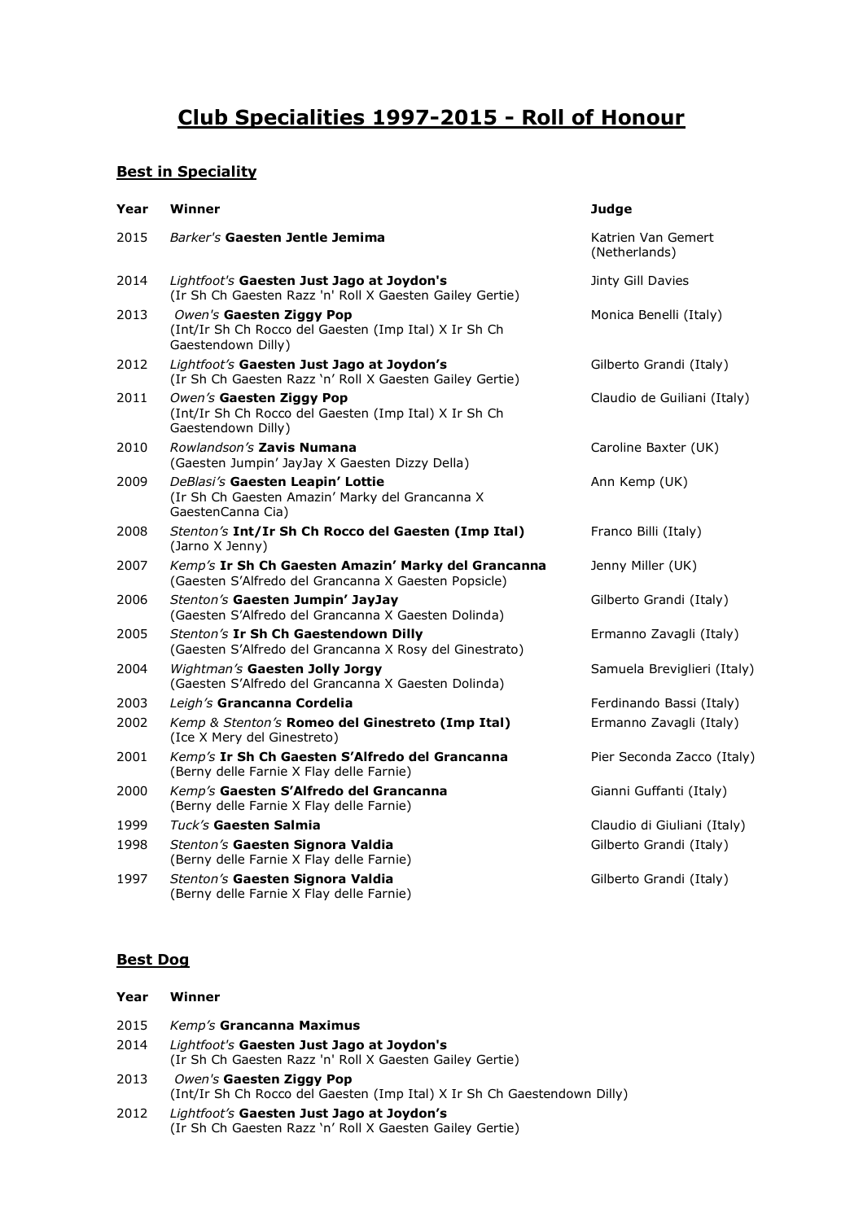# Club Specialities 1997-2015 - Roll of Honour

## Best in Speciality

| Year | Winner | Judge |
|---|---|---|
| 2015 | *Barker's* **Gaesten Jentle Jemima** | Katrien Van Gemert (Netherlands) |
| 2014 | *Lightfoot's* **Gaesten Just Jago at Joydon's** (Ir Sh Ch Gaesten Razz 'n' Roll X Gaesten Gailey Gertie) | Jinty Gill Davies |
| 2013 | *Owen's* **Gaesten Ziggy Pop** (Int/Ir Sh Ch Rocco del Gaesten (Imp Ital) X Ir Sh Ch Gaestendown Dilly) | Monica Benelli (Italy) |
| 2012 | *Lightfoot's* **Gaesten Just Jago at Joydon's** (Ir Sh Ch Gaesten Razz 'n' Roll X Gaesten Gailey Gertie) | Gilberto Grandi (Italy) |
| 2011 | *Owen's* **Gaesten Ziggy Pop** (Int/Ir Sh Ch Rocco del Gaesten (Imp Ital) X Ir Sh Ch Gaestendown Dilly) | Claudio de Guiliani (Italy) |
| 2010 | *Rowlandson's* **Zavis Numana** (Gaesten Jumpin' JayJay X Gaesten Dizzy Della) | Caroline Baxter (UK) |
| 2009 | *DeBlasi's* **Gaesten Leapin' Lottie** (Ir Sh Ch Gaesten Amazin' Marky del Grancanna X GaestenCanna Cia) | Ann Kemp (UK) |
| 2008 | *Stenton's* **Int/Ir Sh Ch Rocco del Gaesten (Imp Ital)** (Jarno X Jenny) | Franco Billi (Italy) |
| 2007 | *Kemp's* **Ir Sh Ch Gaesten Amazin' Marky del Grancanna** (Gaesten S'Alfredo del Grancanna X Gaesten Popsicle) | Jenny Miller (UK) |
| 2006 | *Stenton's* **Gaesten Jumpin' JayJay** (Gaesten S'Alfredo del Grancanna X Gaesten Dolinda) | Gilberto Grandi (Italy) |
| 2005 | *Stenton's* **Ir Sh Ch Gaestendown Dilly** (Gaesten S'Alfredo del Grancanna X Rosy del Ginestrato) | Ermanno Zavagli (Italy) |
| 2004 | *Wightman's* **Gaesten Jolly Jorgy** (Gaesten S'Alfredo del Grancanna X Gaesten Dolinda) | Samuela Breviglieri (Italy) |
| 2003 | *Leigh's* **Grancanna Cordelia** | Ferdinando Bassi (Italy) |
| 2002 | *Kemp & Stenton's* **Romeo del Ginestreto (Imp Ital)** (Ice X Mery del Ginestreto) | Ermanno Zavagli (Italy) |
| 2001 | *Kemp's* **Ir Sh Ch Gaesten S'Alfredo del Grancanna** (Berny delle Farnie X Flay delle Farnie) | Pier Seconda Zacco (Italy) |
| 2000 | *Kemp's* **Gaesten S'Alfredo del Grancanna** (Berny delle Farnie X Flay delle Farnie) | Gianni Guffanti (Italy) |
| 1999 | *Tuck's* **Gaesten Salmia** | Claudio di Giuliani (Italy) |
| 1998 | *Stenton's* **Gaesten Signora Valdia** (Berny delle Farnie X Flay delle Farnie) | Gilberto Grandi (Italy) |
| 1997 | *Stenton's* **Gaesten Signora Valdia** (Berny delle Farnie X Flay delle Farnie) | Gilberto Grandi (Italy) |

## Best Dog

| Year | Winner |
|---|---|
| 2015 | *Kemp's* **Grancanna Maximus** |
| 2014 | *Lightfoot's* **Gaesten Just Jago at Joydon's** (Ir Sh Ch Gaesten Razz 'n' Roll X Gaesten Gailey Gertie) |
| 2013 | *Owen's* **Gaesten Ziggy Pop** (Int/Ir Sh Ch Rocco del Gaesten (Imp Ital) X Ir Sh Ch Gaestendown Dilly) |
| 2012 | *Lightfoot's* **Gaesten Just Jago at Joydon's** (Ir Sh Ch Gaesten Razz 'n' Roll X Gaesten Gailey Gertie) |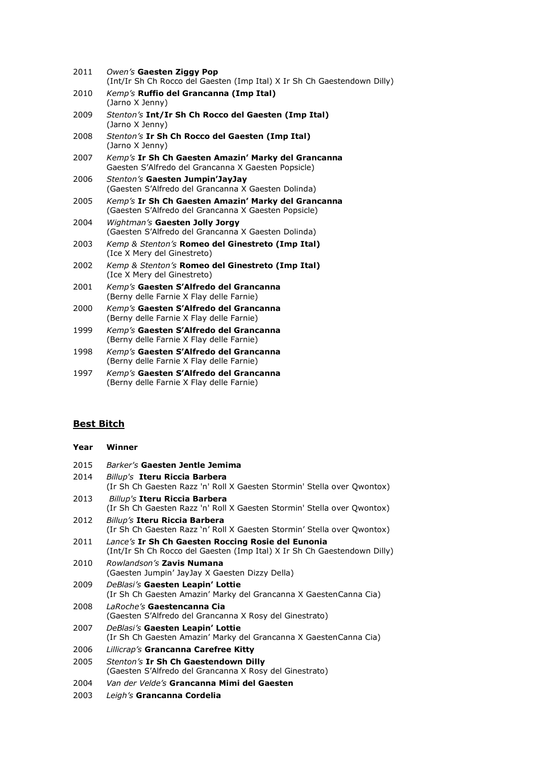| | |
|---|---|
| 2011 | *Owen's* **Gaesten Ziggy Pop**<br>(Int/Ir Sh Ch Rocco del Gaesten (Imp Ital) X Ir Sh Ch Gaestendown Dilly) |
| 2010 | *Kemp's* **Ruffio del Grancanna (Imp Ital)**<br>(Jarno X Jenny) |
| 2009 | *Stenton's* **Int/Ir Sh Ch Rocco del Gaesten (Imp Ital)**<br>(Jarno X Jenny) |
| 2008 | *Stenton's* **Ir Sh Ch Rocco del Gaesten (Imp Ital)**<br>(Jarno X Jenny) |
| 2007 | *Kemp's* **Ir Sh Ch Gaesten Amazin' Marky del Grancanna**<br>Gaesten S'Alfredo del Grancanna X Gaesten Popsicle) |
| 2006 | *Stenton's* **Gaesten Jumpin'JayJay**<br>(Gaesten S'Alfredo del Grancanna X Gaesten Dolinda) |
| 2005 | *Kemp's* **Ir Sh Ch Gaesten Amazin' Marky del Grancanna**<br>(Gaesten S'Alfredo del Grancanna X Gaesten Popsicle) |
| 2004 | *Wightman's* **Gaesten Jolly Jorgy**<br>(Gaesten S'Alfredo del Grancanna X Gaesten Dolinda) |
| 2003 | *Kemp & Stenton's* **Romeo del Ginestreto (Imp Ital)**<br>(Ice X Mery del Ginestreto) |
| 2002 | *Kemp & Stenton's* **Romeo del Ginestreto (Imp Ital)**<br>(Ice X Mery del Ginestreto) |
| 2001 | *Kemp's* **Gaesten S'Alfredo del Grancanna**<br>(Berny delle Farnie X Flay delle Farnie) |
| 2000 | *Kemp's* **Gaesten S'Alfredo del Grancanna**<br>(Berny delle Farnie X Flay delle Farnie) |
| 1999 | *Kemp's* **Gaesten S'Alfredo del Grancanna**<br>(Berny delle Farnie X Flay delle Farnie) |
| 1998 | *Kemp's* **Gaesten S'Alfredo del Grancanna**<br>(Berny delle Farnie X Flay delle Farnie) |
| 1997 | *Kemp's* **Gaesten S'Alfredo del Grancanna**<br>(Berny delle Farnie X Flay delle Farnie) |

## **<u>Best Bitch</u>**

| **Year** | **Winner** |
|---|---|
| 2015 | *Barker's* **Gaesten Jentle Jemima** |
| 2014 | *Billup's* **Iteru Riccia Barbera**<br>(Ir Sh Ch Gaesten Razz 'n' Roll X Gaesten Stormin' Stella over Qwontox) |
| 2013 | *Billup's* **Iteru Riccia Barbera**<br>(Ir Sh Ch Gaesten Razz 'n' Roll X Gaesten Stormin' Stella over Qwontox) |
| 2012 | *Billup's* **Iteru Riccia Barbera**<br>(Ir Sh Ch Gaesten Razz 'n' Roll X Gaesten Stormin' Stella over Qwontox) |
| 2011 | *Lance's* **Ir Sh Ch Gaesten Roccing Rosie del Eunonia**<br>(Int/Ir Sh Ch Rocco del Gaesten (Imp Ital) X Ir Sh Ch Gaestendown Dilly) |
| 2010 | *Rowlandson's* **Zavis Numana**<br>(Gaesten Jumpin' JayJay X Gaesten Dizzy Della) |
| 2009 | *DeBlasi's* **Gaesten Leapin' Lottie**<br>(Ir Sh Ch Gaesten Amazin' Marky del Grancanna X GaestenCanna Cia) |
| 2008 | *LaRoche's* **Gaestencanna Cia**<br>(Gaesten S'Alfredo del Grancanna X Rosy del Ginestrato) |
| 2007 | *DeBlasi's* **Gaesten Leapin' Lottie**<br>(Ir Sh Ch Gaesten Amazin' Marky del Grancanna X GaestenCanna Cia) |
| 2006 | *Lillicrap's* **Grancanna Carefree Kitty** |
| 2005 | *Stenton's* **Ir Sh Ch Gaestendown Dilly**<br>(Gaesten S'Alfredo del Grancanna X Rosy del Ginestrato) |
| 2004 | *Van der Velde's* **Grancanna Mimi del Gaesten** |
| 2003 | *Leigh's* **Grancanna Cordelia** |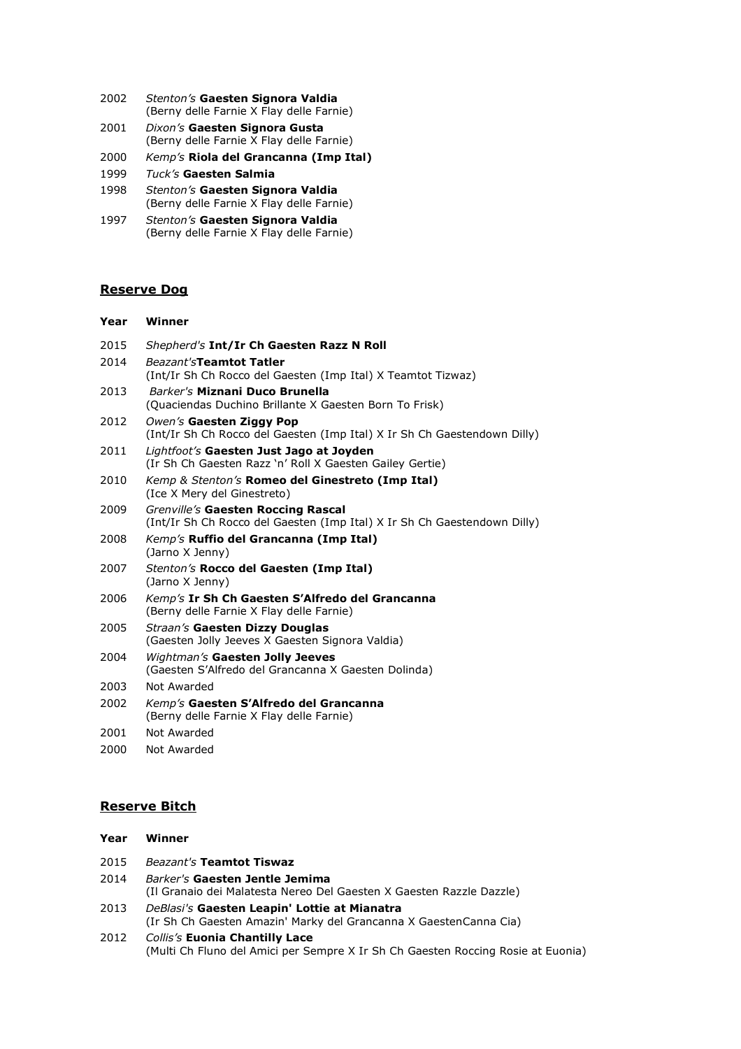| Year | Winner |
| --- | --- |
| 2002 | *Stenton's* **Gaesten Signora Valdia**<br>(Berny delle Farnie X Flay delle Farnie) |
| 2001 | *Dixon's* **Gaesten Signora Gusta**<br>(Berny delle Farnie X Flay delle Farnie) |
| 2000 | *Kemp's* **Riola del Grancanna (Imp Ital)** |
| 1999 | *Tuck's* **Gaesten Salmia** |
| 1998 | *Stenton's* **Gaesten Signora Valdia**<br>(Berny delle Farnie X Flay delle Farnie) |
| 1997 | *Stenton's* **Gaesten Signora Valdia**<br>(Berny delle Farnie X Flay delle Farnie) |

## Reserve Dog

| Year | Winner |
| --- | --- |
| 2015 | *Shepherd's* **Int/Ir Ch Gaesten Razz N Roll** |
| 2014 | *Beazant's***Teamtot Tatler**<br>(Int/Ir Sh Ch Rocco del Gaesten (Imp Ital) X Teamtot Tizwaz) |
| 2013 | *Barker's* **Miznani Duco Brunella**<br>(Quaciendas Duchino Brillante X Gaesten Born To Frisk) |
| 2012 | *Owen's* **Gaesten Ziggy Pop**<br>(Int/Ir Sh Ch Rocco del Gaesten (Imp Ital) X Ir Sh Ch Gaestendown Dilly) |
| 2011 | *Lightfoot's* **Gaesten Just Jago at Joyden**<br>(Ir Sh Ch Gaesten Razz 'n' Roll X Gaesten Gailey Gertie) |
| 2010 | *Kemp & Stenton's* **Romeo del Ginestreto (Imp Ital)**<br>(Ice X Mery del Ginestreto) |
| 2009 | *Grenville's* **Gaesten Roccing Rascal**<br>(Int/Ir Sh Ch Rocco del Gaesten (Imp Ital) X Ir Sh Ch Gaestendown Dilly) |
| 2008 | *Kemp's* **Ruffio del Grancanna (Imp Ital)**<br>(Jarno X Jenny) |
| 2007 | *Stenton's* **Rocco del Gaesten (Imp Ital)**<br>(Jarno X Jenny) |
| 2006 | *Kemp's* **Ir Sh Ch Gaesten S'Alfredo del Grancanna**<br>(Berny delle Farnie X Flay delle Farnie) |
| 2005 | *Straan's* **Gaesten Dizzy Douglas**<br>(Gaesten Jolly Jeeves X Gaesten Signora Valdia) |
| 2004 | *Wightman's* **Gaesten Jolly Jeeves**<br>(Gaesten S'Alfredo del Grancanna X Gaesten Dolinda) |
| 2003 | Not Awarded |
| 2002 | *Kemp's* **Gaesten S'Alfredo del Grancanna**<br>(Berny delle Farnie X Flay delle Farnie) |
| 2001 | Not Awarded |
| 2000 | Not Awarded |

## Reserve Bitch

| Year | Winner |
| --- | --- |
| 2015 | *Beazant's* **Teamtot Tiswaz** |
| 2014 | *Barker's* **Gaesten Jentle Jemima**<br>(Il Granaio dei Malatesta Nereo Del Gaesten X Gaesten Razzle Dazzle) |
| 2013 | *DeBlasi's* **Gaesten Leapin' Lottie at Mianatra**<br>(Ir Sh Ch Gaesten Amazin' Marky del Grancanna X GaestenCanna Cia) |
| 2012 | *Collis's* **Euonia Chantilly Lace**<br>(Multi Ch Fluno del Amici per Sempre X Ir Sh Ch Gaesten Roccing Rosie at Euonia) |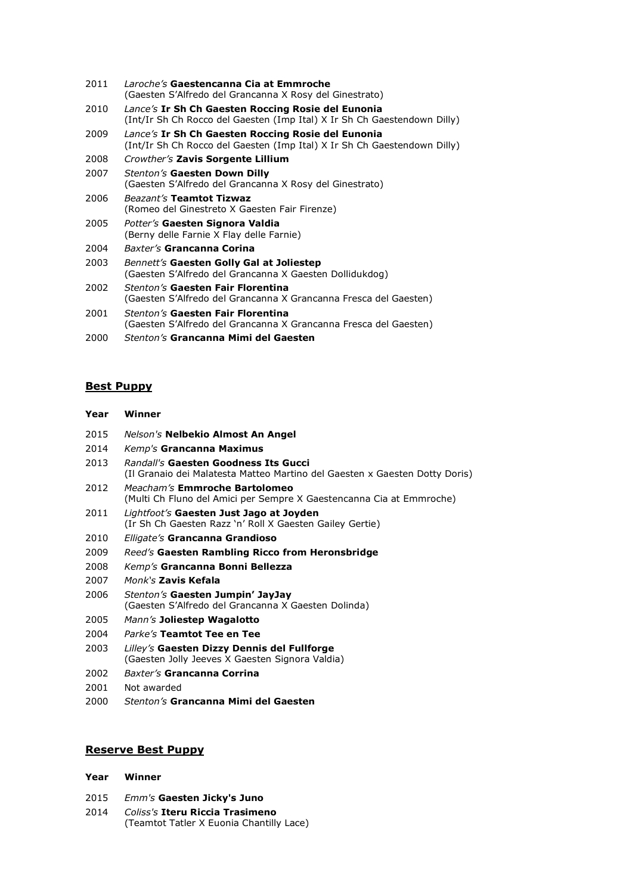| | |
|---|---|
| 2011 | *Laroche's* **Gaestencanna Cia at Emmroche**<br>(Gaesten S'Alfredo del Grancanna X Rosy del Ginestrato) |
| 2010 | *Lance's* **Ir Sh Ch Gaesten Roccing Rosie del Eunonia**<br>(Int/Ir Sh Ch Rocco del Gaesten (Imp Ital) X Ir Sh Ch Gaestendown Dilly) |
| 2009 | *Lance's* **Ir Sh Ch Gaesten Roccing Rosie del Eunonia**<br>(Int/Ir Sh Ch Rocco del Gaesten (Imp Ital) X Ir Sh Ch Gaestendown Dilly) |
| 2008 | *Crowther's* **Zavis Sorgente Lillium** |
| 2007 | *Stenton's* **Gaesten Down Dilly**<br>(Gaesten S'Alfredo del Grancanna X Rosy del Ginestrato) |
| 2006 | *Beazant's* **Teamtot Tizwaz**<br>(Romeo del Ginestreto X Gaesten Fair Firenze) |
| 2005 | *Potter's* **Gaesten Signora Valdia**<br>(Berny delle Farnie X Flay delle Farnie) |
| 2004 | *Baxter's* **Grancanna Corina** |
| 2003 | *Bennett's* **Gaesten Golly Gal at Joliestep**<br>(Gaesten S'Alfredo del Grancanna X Gaesten Dollidukdog) |
| 2002 | *Stenton's* **Gaesten Fair Florentina**<br>(Gaesten S'Alfredo del Grancanna X Grancanna Fresca del Gaesten) |
| 2001 | *Stenton's* **Gaesten Fair Florentina**<br>(Gaesten S'Alfredo del Grancanna X Grancanna Fresca del Gaesten) |
| 2000 | *Stenton's* **Grancanna Mimi del Gaesten** |

## Best Puppy

| Year | Winner |
|---|---|
| 2015 | *Nelson's* **Nelbekio Almost An Angel** |
| 2014 | *Kemp's* **Grancanna Maximus** |
| 2013 | *Randall's* **Gaesten Goodness Its Gucci**<br>(Il Granaio dei Malatesta Matteo Martino del Gaesten x Gaesten Dotty Doris) |
| 2012 | *Meacham's* **Emmroche Bartolomeo**<br>(Multi Ch Fluno del Amici per Sempre X Gaestencanna Cia at Emmroche) |
| 2011 | *Lightfoot's* **Gaesten Just Jago at Joyden**<br>(Ir Sh Ch Gaesten Razz 'n' Roll X Gaesten Gailey Gertie) |
| 2010 | *Elligate's* **Grancanna Grandioso** |
| 2009 | *Reed's* **Gaesten Rambling Ricco from Heronsbridge** |
| 2008 | *Kemp's* **Grancanna Bonni Bellezza** |
| 2007 | *Monk's* **Zavis Kefala** |
| 2006 | *Stenton's* **Gaesten Jumpin' JayJay**<br>(Gaesten S'Alfredo del Grancanna X Gaesten Dolinda) |
| 2005 | *Mann's* **Joliestep Wagalotto** |
| 2004 | *Parke's* **Teamtot Tee en Tee** |
| 2003 | *Lilley's* **Gaesten Dizzy Dennis del Fullforge**<br>(Gaesten Jolly Jeeves X Gaesten Signora Valdia) |
| 2002 | *Baxter's* **Grancanna Corrina** |
| 2001 | Not awarded |
| 2000 | *Stenton's* **Grancanna Mimi del Gaesten** |

## Reserve Best Puppy

| Year | Winner |
|---|---|
| 2015 | *Emm's* **Gaesten Jicky's Juno** |
| 2014 | *Coliss's* **Iteru Riccia Trasimeno**<br>(Teamtot Tatler X Euonia Chantilly Lace) |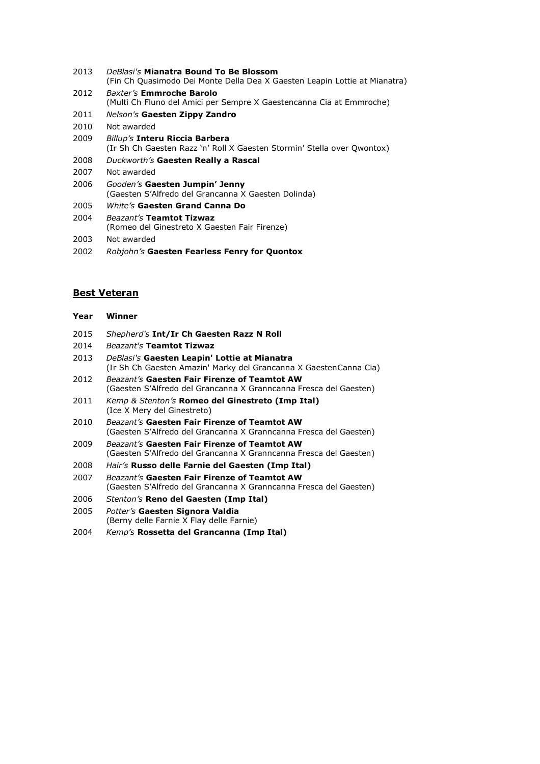2013 *DeBlasi's* **Mianatra Bound To Be Blossom**
(Fin Ch Quasimodo Dei Monte Della Dea X Gaesten Leapin Lottie at Mianatra)

2012 *Baxter's* **Emmroche Barolo**
(Multi Ch Fluno del Amici per Sempre X Gaestencanna Cia at Emmroche)

2011 *Nelson's* **Gaesten Zippy Zandro**

2010 Not awarded

2009 *Billup's* **Interu Riccia Barbera**
(Ir Sh Ch Gaesten Razz 'n' Roll X Gaesten Stormin' Stella over Qwontox)

2008 *Duckworth's* **Gaesten Really a Rascal**

2007 Not awarded

2006 *Gooden's* **Gaesten Jumpin' Jenny**
(Gaesten S'Alfredo del Grancanna X Gaesten Dolinda)

2005 *White's* **Gaesten Grand Canna Do**

2004 *Beazant's* **Teamtot Tizwaz**
(Romeo del Ginestreto X Gaesten Fair Firenze)

2003 Not awarded

2002 *Robjohn's* **Gaesten Fearless Fenry for Quontox**

## Best Veteran

| Year | Winner |
|---|---|
| 2015 | *Shepherd's* **Int/Ir Ch Gaesten Razz N Roll** |
| 2014 | *Beazant's* **Teamtot Tizwaz** |
| 2013 | *DeBlasi's* **Gaesten Leapin' Lottie at Mianatra** (Ir Sh Ch Gaesten Amazin' Marky del Grancanna X GaestenCanna Cia) |
| 2012 | *Beazant's* **Gaesten Fair Firenze of Teamtot AW** (Gaesten S'Alfredo del Grancanna X Granncanna Fresca del Gaesten) |
| 2011 | *Kemp & Stenton's* **Romeo del Ginestreto (Imp Ital)** (Ice X Mery del Ginestreto) |
| 2010 | *Beazant's* **Gaesten Fair Firenze of Teamtot AW** (Gaesten S'Alfredo del Grancanna X Granncanna Fresca del Gaesten) |
| 2009 | *Beazant's* **Gaesten Fair Firenze of Teamtot AW** (Gaesten S'Alfredo del Grancanna X Granncanna Fresca del Gaesten) |
| 2008 | *Hair's* **Russo delle Farnie del Gaesten (Imp Ital)** |
| 2007 | *Beazant's* **Gaesten Fair Firenze of Teamtot AW** (Gaesten S'Alfredo del Grancanna X Granncanna Fresca del Gaesten) |
| 2006 | *Stenton's* **Reno del Gaesten (Imp Ital)** |
| 2005 | *Potter's* **Gaesten Signora Valdia** (Berny delle Farnie X Flay delle Farnie) |
| 2004 | *Kemp's* **Rossetta del Grancanna (Imp Ital)** |